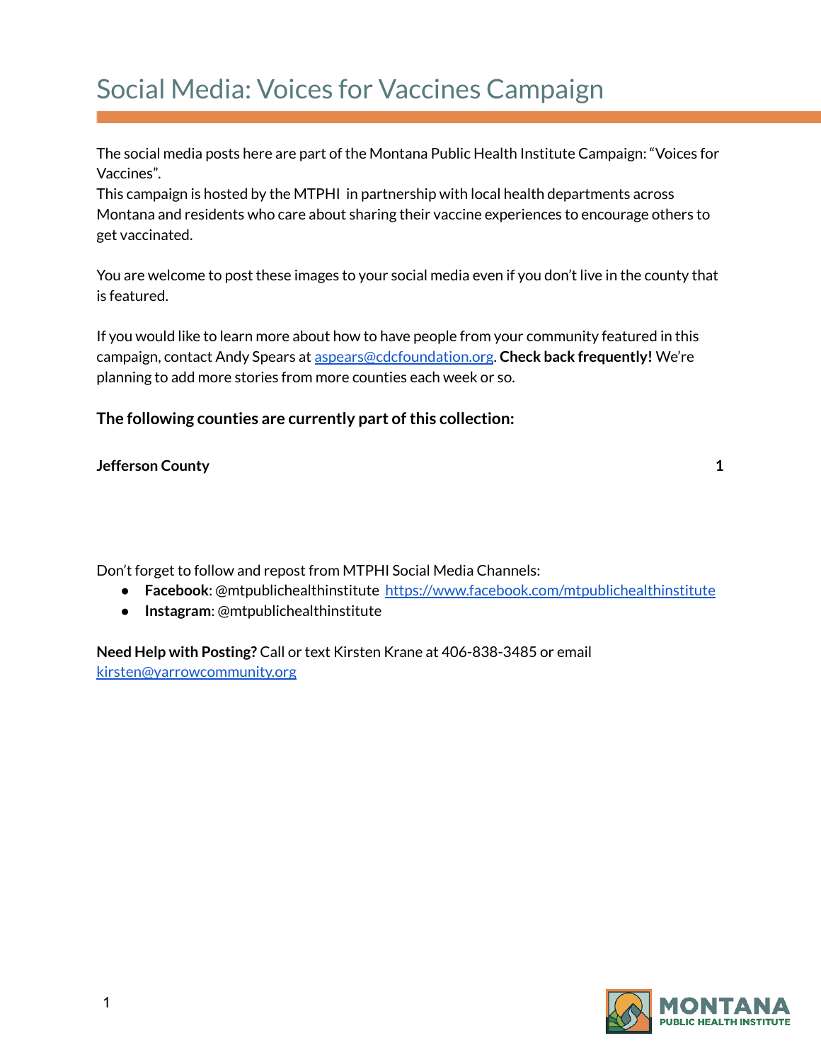# Social Media: Voices for Vaccines Campaign

The social media posts here are part of the Montana Public Health Institute Campaign: "Voices for Vaccines".
This campaign is hosted by the MTPHI in partnership with local health departments across Montana and residents who care about sharing their vaccine experiences to encourage others to get vaccinated.

You are welcome to post these images to your social media even if you don't live in the county that is featured.

If you would like to learn more about how to have people from your community featured in this campaign, contact Andy Spears at [aspears@cdcfoundation.org](mailto:aspears@cdcfoundation.org). **Check back frequently!** We're planning to add more stories from more counties each week or so.

### The following counties are currently part of this collection:

**Jefferson County** **1**

Don't forget to follow and repost from MTPHI Social Media Channels:

- **Facebook**: @mtpublichealthinstitute [https://www.facebook.com/mtpublichealthinstitute](https://www.facebook.com/mtpublichealthinstitute)
- **Instagram**: @mtpublichealthinstitute

**Need Help with Posting?** Call or text Kirsten Krane at 406-838-3485 or email [kirsten@yarrowcommunity.org](mailto:kirsten@yarrowcommunity.org)

MONTANA PUBLIC HEALTH INSTITUTE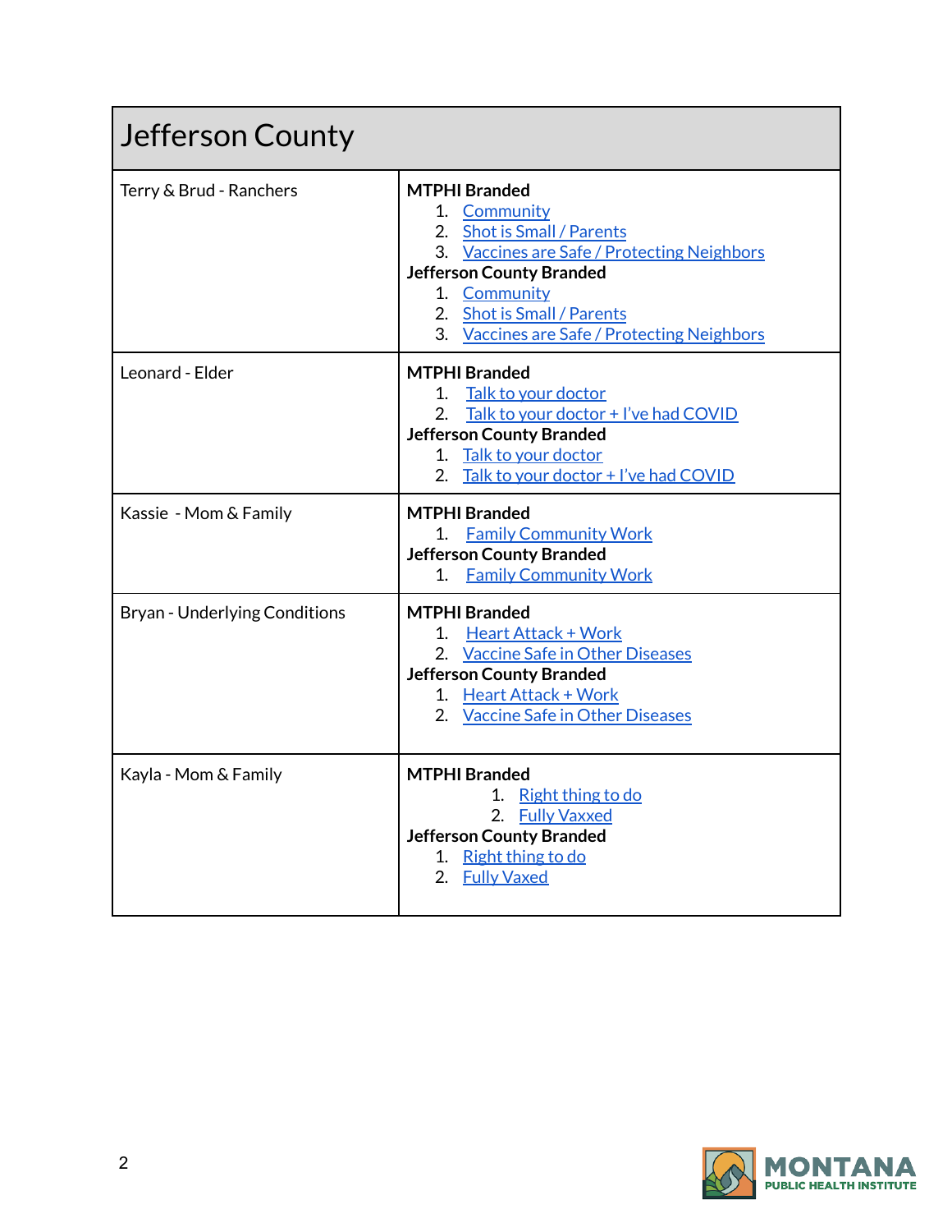| Jefferson County | |
|---|---|
| Terry & Brud - Ranchers | **MTPHI Branded**<br>1. Community<br>2. Shot is Small / Parents<br>3. Vaccines are Safe / Protecting Neighbors<br>**Jefferson County Branded**<br>1. Community<br>2. Shot is Small / Parents<br>3. Vaccines are Safe / Protecting Neighbors |
| Leonard - Elder | **MTPHI Branded**<br>1. Talk to your doctor<br>2. Talk to your doctor + I've had COVID<br>**Jefferson County Branded**<br>1. Talk to your doctor<br>2. Talk to your doctor + I've had COVID |
| Kassie - Mom & Family | **MTPHI Branded**<br>1. Family Community Work<br>**Jefferson County Branded**<br>1. Family Community Work |
| Bryan - Underlying Conditions | **MTPHI Branded**<br>1. Heart Attack + Work<br>2. Vaccine Safe in Other Diseases<br>**Jefferson County Branded**<br>1. Heart Attack + Work<br>2. Vaccine Safe in Other Diseases |
| Kayla - Mom & Family | **MTPHI Branded**<br>1. Right thing to do<br>2. Fully Vaxxed<br>**Jefferson County Branded**<br>1. Right thing to do<br>2. Fully Vaxed |

MONTANA PUBLIC HEALTH INSTITUTE